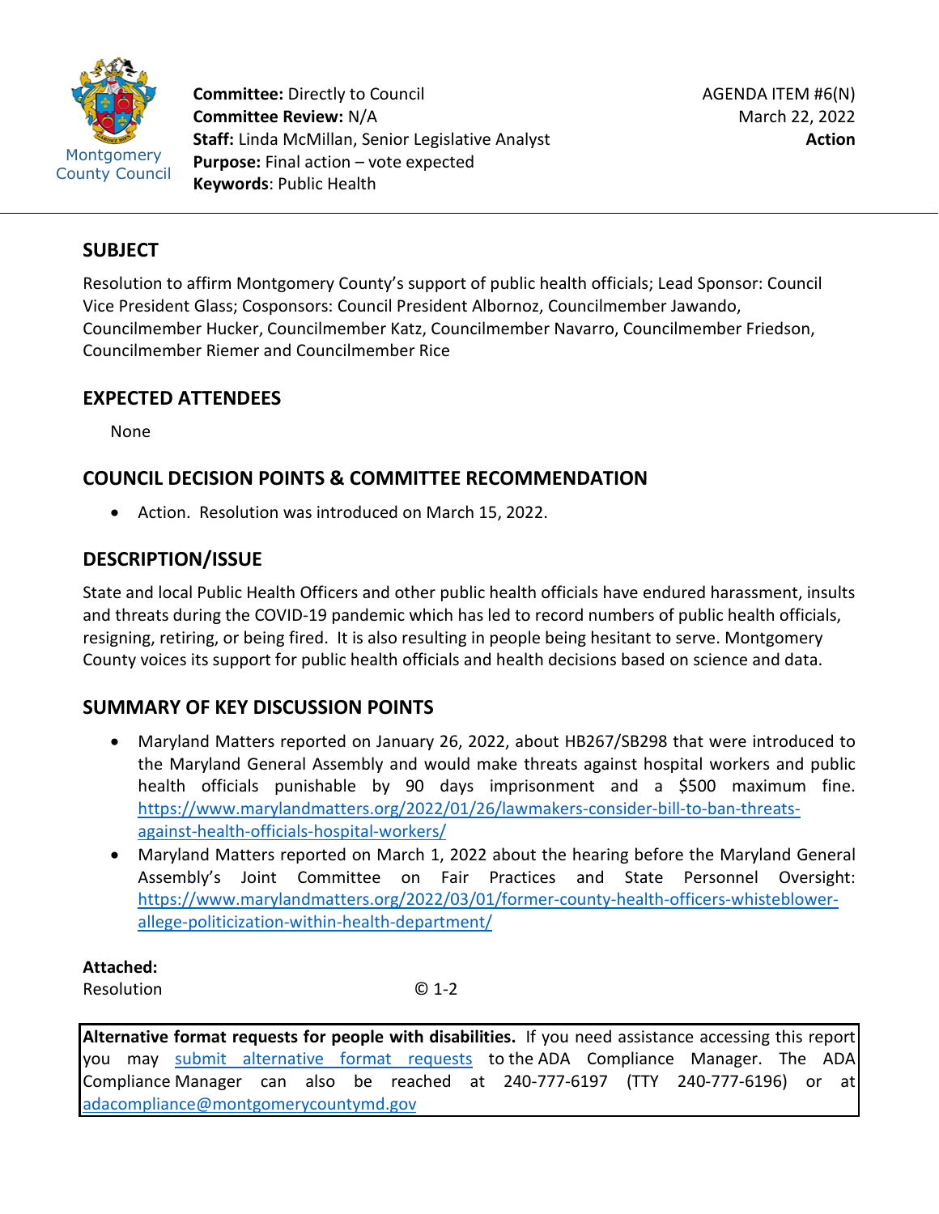Montgomery County Council

**Committee:** Directly to Council
**Committee Review:** N/A
**Staff:** Linda McMillan, Senior Legislative Analyst
**Purpose:** Final action – vote expected
**Keywords**: Public Health

AGENDA ITEM #6(N)
March 22, 2022
**Action**

## SUBJECT

Resolution to affirm Montgomery County's support of public health officials; Lead Sponsor: Council Vice President Glass; Cosponsors: Council President Albornoz, Councilmember Jawando, Councilmember Hucker, Councilmember Katz, Councilmember Navarro, Councilmember Friedson, Councilmember Riemer and Councilmember Rice

## EXPECTED ATTENDEES

None

## COUNCIL DECISION POINTS & COMMITTEE RECOMMENDATION

- Action. Resolution was introduced on March 15, 2022.

## DESCRIPTION/ISSUE

State and local Public Health Officers and other public health officials have endured harassment, insults and threats during the COVID-19 pandemic which has led to record numbers of public health officials, resigning, retiring, or being fired. It is also resulting in people being hesitant to serve. Montgomery County voices its support for public health officials and health decisions based on science and data.

## SUMMARY OF KEY DISCUSSION POINTS

- Maryland Matters reported on January 26, 2022, about HB267/SB298 that were introduced to the Maryland General Assembly and would make threats against hospital workers and public health officials punishable by 90 days imprisonment and a $500 maximum fine. https://www.marylandmatters.org/2022/01/26/lawmakers-consider-bill-to-ban-threats-against-health-officials-hospital-workers/
- Maryland Matters reported on March 1, 2022 about the hearing before the Maryland General Assembly's Joint Committee on Fair Practices and State Personnel Oversight: https://www.marylandmatters.org/2022/03/01/former-county-health-officers-whistleblower-allege-politicization-within-health-department/

**Attached:**

Resolution © 1-2

**Alternative format requests for people with disabilities.** If you need assistance accessing this report you may submit alternative format requests to the ADA Compliance Manager. The ADA Compliance Manager can also be reached at 240-777-6197 (TTY 240-777-6196) or at adacompliance@montgomerycountymd.gov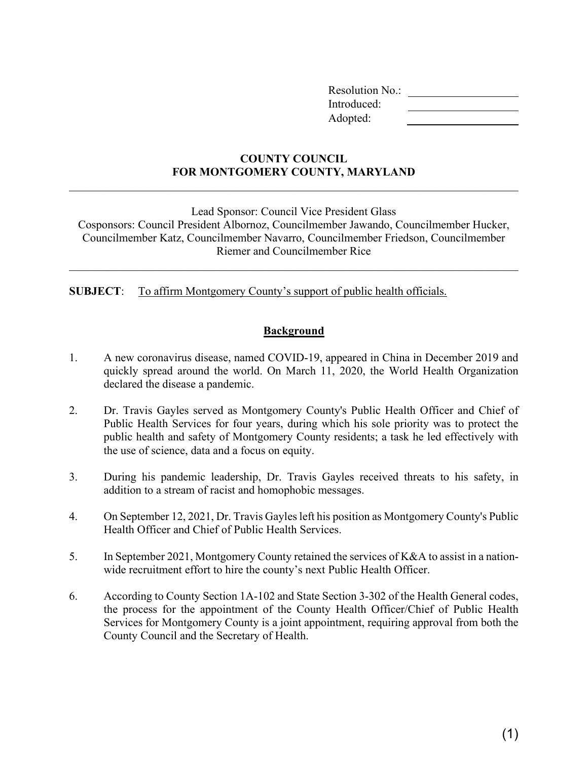Resolution No.: \_\_\_\_\_\_\_\_\_\_\_\_
Introduced: \_\_\_\_\_\_\_\_\_\_\_\_
Adopted: \_\_\_\_\_\_\_\_\_\_\_\_

**COUNTY COUNCIL**
**FOR MONTGOMERY COUNTY, MARYLAND**

---

Lead Sponsor: Council Vice President Glass
Cosponsors: Council President Albornoz, Councilmember Jawando, Councilmember Hucker, Councilmember Katz, Councilmember Navarro, Councilmember Friedson, Councilmember Riemer and Councilmember Rice

---

**SUBJECT**: To affirm Montgomery County's support of public health officials.

## Background

1. A new coronavirus disease, named COVID-19, appeared in China in December 2019 and quickly spread around the world. On March 11, 2020, the World Health Organization declared the disease a pandemic.

2. Dr. Travis Gayles served as Montgomery County's Public Health Officer and Chief of Public Health Services for four years, during which his sole priority was to protect the public health and safety of Montgomery County residents; a task he led effectively with the use of science, data and a focus on equity.

3. During his pandemic leadership, Dr. Travis Gayles received threats to his safety, in addition to a stream of racist and homophobic messages.

4. On September 12, 2021, Dr. Travis Gayles left his position as Montgomery County's Public Health Officer and Chief of Public Health Services.

5. In September 2021, Montgomery County retained the services of K&A to assist in a nation-wide recruitment effort to hire the county's next Public Health Officer.

6. According to County Section 1A-102 and State Section 3-302 of the Health General codes, the process for the appointment of the County Health Officer/Chief of Public Health Services for Montgomery County is a joint appointment, requiring approval from both the County Council and the Secretary of Health.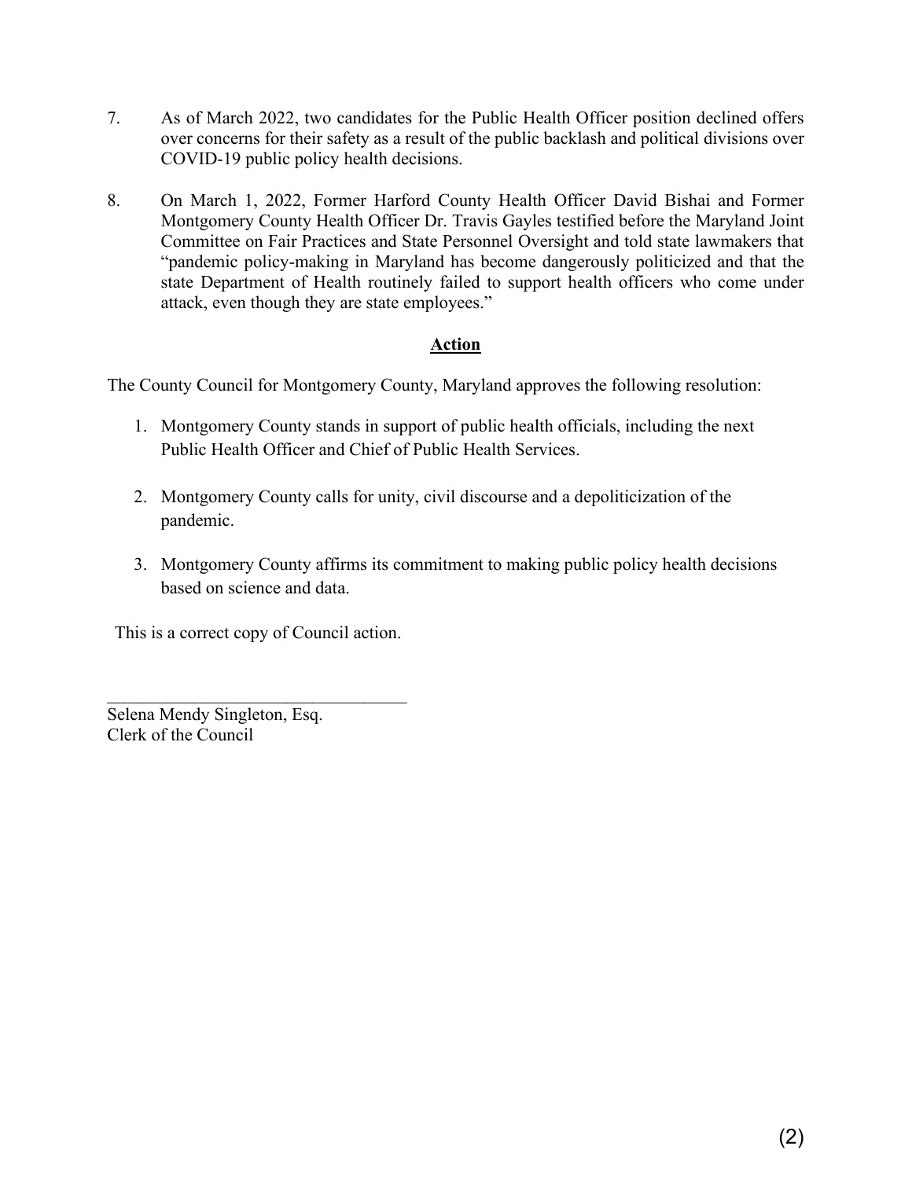7. As of March 2022, two candidates for the Public Health Officer position declined offers over concerns for their safety as a result of the public backlash and political divisions over COVID-19 public policy health decisions.

8. On March 1, 2022, Former Harford County Health Officer David Bishai and Former Montgomery County Health Officer Dr. Travis Gayles testified before the Maryland Joint Committee on Fair Practices and State Personnel Oversight and told state lawmakers that "pandemic policy-making in Maryland has become dangerously politicized and that the state Department of Health routinely failed to support health officers who come under attack, even though they are state employees."

## Action

The County Council for Montgomery County, Maryland approves the following resolution:

1. Montgomery County stands in support of public health officials, including the next Public Health Officer and Chief of Public Health Services.

2. Montgomery County calls for unity, civil discourse and a depoliticization of the pandemic.

3. Montgomery County affirms its commitment to making public policy health decisions based on science and data.

This is a correct copy of Council action.

\_\_\_\_\_\_\_\_\_\_\_\_\_\_\_\_\_\_\_\_\_\_\_\_\_\_\_\_\_\_\_\_\_\_

Selena Mendy Singleton, Esq.
Clerk of the Council